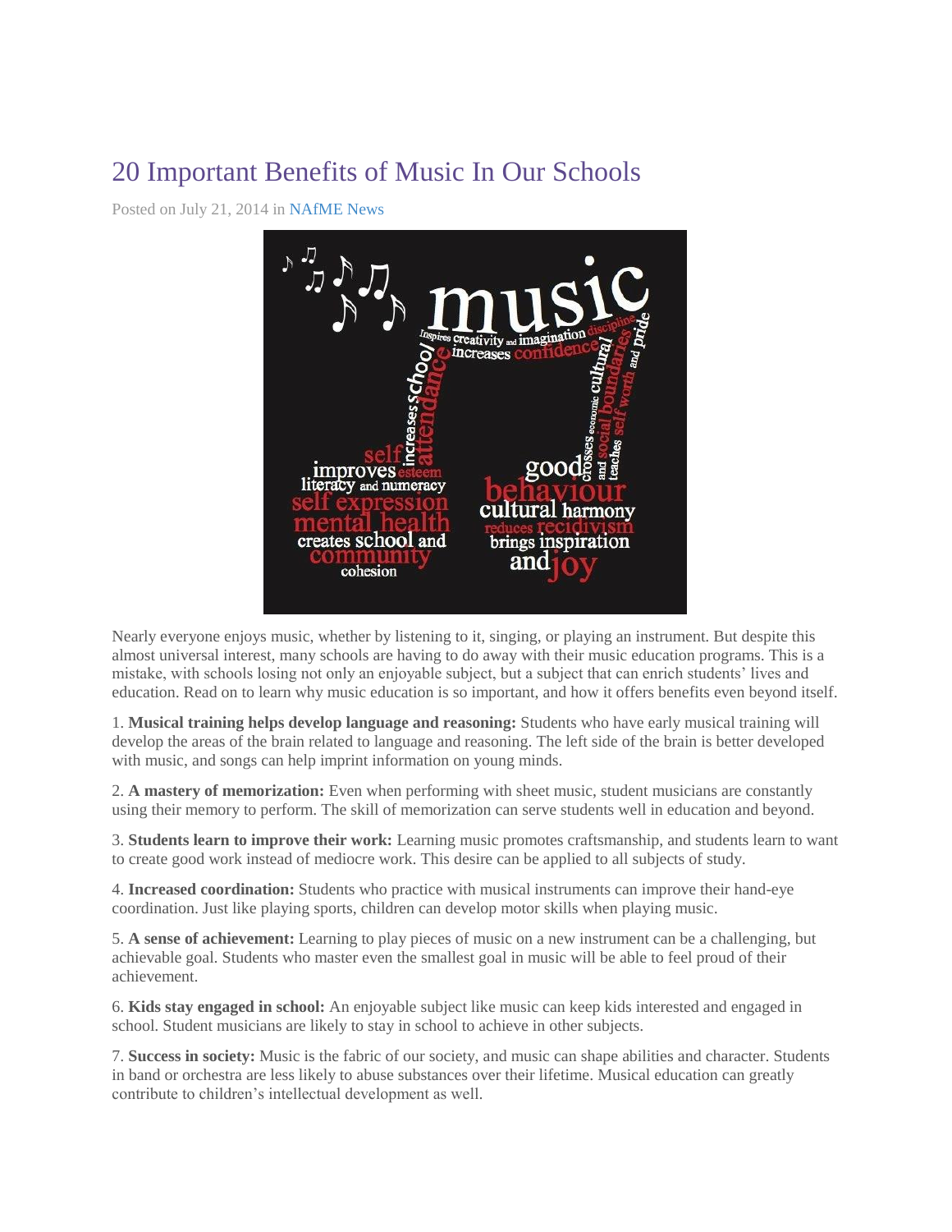# 20 Important Benefits of Music In Our Schools

Posted on July 21, 2014 in NAfME News

Nearly everyone enjoys music, whether by listening to it, singing, or playing an instrument. But despite this almost universal interest, many schools are having to do away with their music education programs. This is a mistake, with schools losing not only an enjoyable subject, but a subject that can enrich students' lives and education. Read on to learn why music education is so important, and how it offers benefits even beyond itself.

1. **Musical training helps develop language and reasoning:** Students who have early musical training will develop the areas of the brain related to language and reasoning. The left side of the brain is better developed with music, and songs can help imprint information on young minds.

2. **A mastery of memorization:** Even when performing with sheet music, student musicians are constantly using their memory to perform. The skill of memorization can serve students well in education and beyond.

3. **Students learn to improve their work:** Learning music promotes craftsmanship, and students learn to want to create good work instead of mediocre work. This desire can be applied to all subjects of study.

4. **Increased coordination:** Students who practice with musical instruments can improve their hand-eye coordination. Just like playing sports, children can develop motor skills when playing music.

5. **A sense of achievement:** Learning to play pieces of music on a new instrument can be a challenging, but achievable goal. Students who master even the smallest goal in music will be able to feel proud of their achievement.

6. **Kids stay engaged in school:** An enjoyable subject like music can keep kids interested and engaged in school. Student musicians are likely to stay in school to achieve in other subjects.

7. **Success in society:** Music is the fabric of our society, and music can shape abilities and character. Students in band or orchestra are less likely to abuse substances over their lifetime. Musical education can greatly contribute to children's intellectual development as well.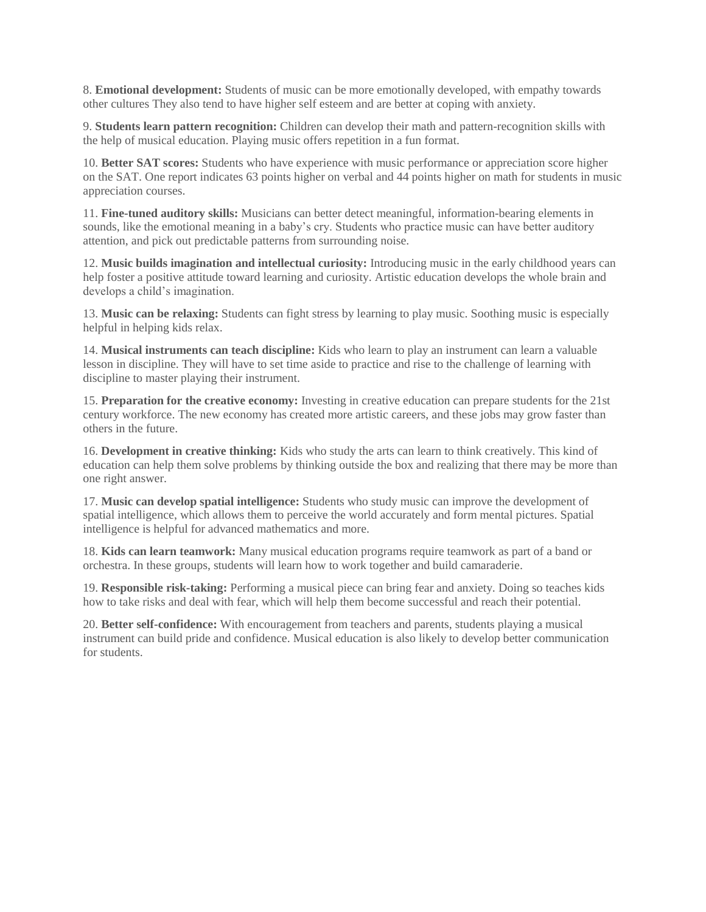8. **Emotional development:** Students of music can be more emotionally developed, with empathy towards other cultures They also tend to have higher self esteem and are better at coping with anxiety.

9. **Students learn pattern recognition:** Children can develop their math and pattern-recognition skills with the help of musical education. Playing music offers repetition in a fun format.

10. **Better SAT scores:** Students who have experience with music performance or appreciation score higher on the SAT. One report indicates 63 points higher on verbal and 44 points higher on math for students in music appreciation courses.

11. **Fine-tuned auditory skills:** Musicians can better detect meaningful, information-bearing elements in sounds, like the emotional meaning in a baby's cry. Students who practice music can have better auditory attention, and pick out predictable patterns from surrounding noise.

12. **Music builds imagination and intellectual curiosity:** Introducing music in the early childhood years can help foster a positive attitude toward learning and curiosity. Artistic education develops the whole brain and develops a child's imagination.

13. **Music can be relaxing:** Students can fight stress by learning to play music. Soothing music is especially helpful in helping kids relax.

14. **Musical instruments can teach discipline:** Kids who learn to play an instrument can learn a valuable lesson in discipline. They will have to set time aside to practice and rise to the challenge of learning with discipline to master playing their instrument.

15. **Preparation for the creative economy:** Investing in creative education can prepare students for the 21st century workforce. The new economy has created more artistic careers, and these jobs may grow faster than others in the future.

16. **Development in creative thinking:** Kids who study the arts can learn to think creatively. This kind of education can help them solve problems by thinking outside the box and realizing that there may be more than one right answer.

17. **Music can develop spatial intelligence:** Students who study music can improve the development of spatial intelligence, which allows them to perceive the world accurately and form mental pictures. Spatial intelligence is helpful for advanced mathematics and more.

18. **Kids can learn teamwork:** Many musical education programs require teamwork as part of a band or orchestra. In these groups, students will learn how to work together and build camaraderie.

19. **Responsible risk-taking:** Performing a musical piece can bring fear and anxiety. Doing so teaches kids how to take risks and deal with fear, which will help them become successful and reach their potential.

20. **Better self-confidence:** With encouragement from teachers and parents, students playing a musical instrument can build pride and confidence. Musical education is also likely to develop better communication for students.